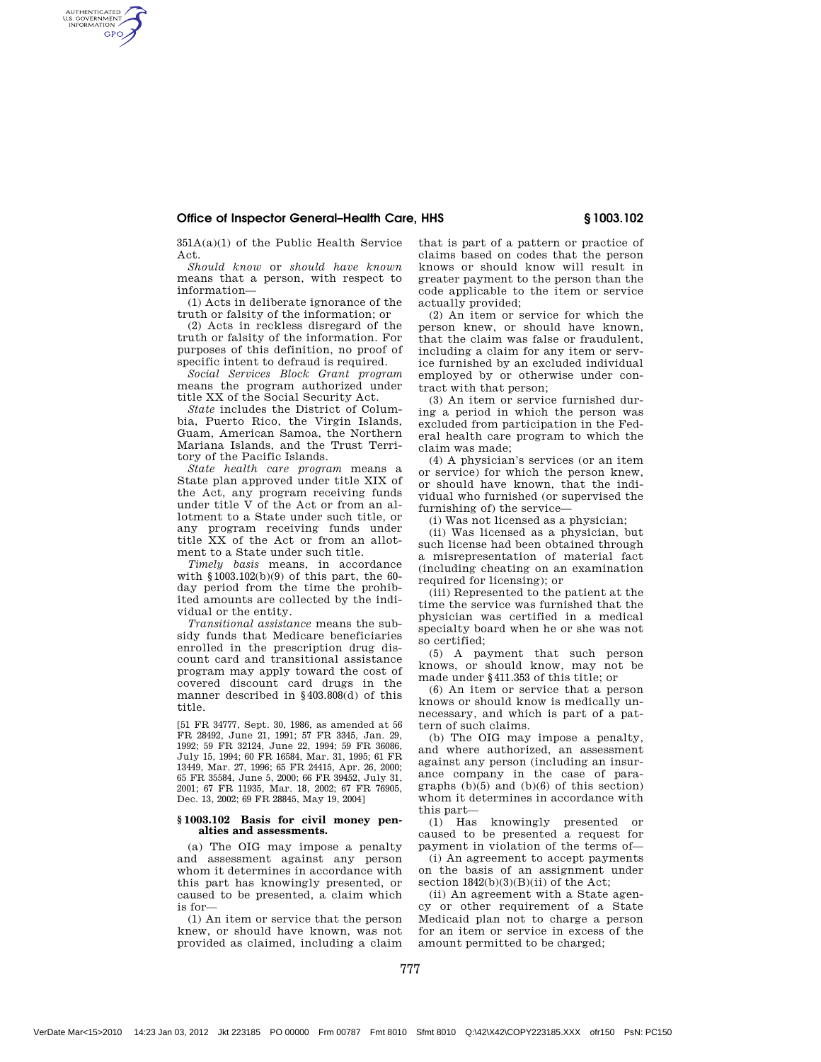351A(a)(1) of the Public Health Service Act.

*Should know* or *should have known* means that a person, with respect to information—

(1) Acts in deliberate ignorance of the truth or falsity of the information; or

(2) Acts in reckless disregard of the truth or falsity of the information. For purposes of this definition, no proof of specific intent to defraud is required.

*Social Services Block Grant program* means the program authorized under title XX of the Social Security Act.

*State* includes the District of Columbia, Puerto Rico, the Virgin Islands, Guam, American Samoa, the Northern Mariana Islands, and the Trust Territory of the Pacific Islands.

*State health care program* means a State plan approved under title XIX of the Act, any program receiving funds under title V of the Act or from an allotment to a State under such title, or any program receiving funds under title XX of the Act or from an allotment to a State under such title.

*Timely basis* means, in accordance with §1003.102(b)(9) of this part, the 60-day period from the time the prohibited amounts are collected by the individual or the entity.

*Transitional assistance* means the subsidy funds that Medicare beneficiaries enrolled in the prescription drug discount card and transitional assistance program may apply toward the cost of covered discount card drugs in the manner described in §403.808(d) of this title.

[51 FR 34777, Sept. 30, 1986, as amended at 56 FR 28492, June 21, 1991; 57 FR 3345, Jan. 29, 1992; 59 FR 32124, June 22, 1994; 59 FR 36086, July 15, 1994; 60 FR 16584, Mar. 31, 1995; 61 FR 13449, Mar. 27, 1996; 65 FR 24415, Apr. 26, 2000; 65 FR 35584, June 5, 2000; 66 FR 39452, July 31, 2001; 67 FR 11935, Mar. 18, 2002; 67 FR 76905, Dec. 13, 2002; 69 FR 28845, May 19, 2004]

### § 1003.102 Basis for civil money penalties and assessments.

(a) The OIG may impose a penalty and assessment against any person whom it determines in accordance with this part has knowingly presented, or caused to be presented, a claim which is for—

(1) An item or service that the person knew, or should have known, was not provided as claimed, including a claim that is part of a pattern or practice of claims based on codes that the person knows or should know will result in greater payment to the person than the code applicable to the item or service actually provided;

(2) An item or service for which the person knew, or should have known, that the claim was false or fraudulent, including a claim for any item or service furnished by an excluded individual employed by or otherwise under contract with that person;

(3) An item or service furnished during a period in which the person was excluded from participation in the Federal health care program to which the claim was made;

(4) A physician's services (or an item or service) for which the person knew, or should have known, that the individual who furnished (or supervised the furnishing of) the service—

(i) Was not licensed as a physician;

(ii) Was licensed as a physician, but such license had been obtained through a misrepresentation of material fact (including cheating on an examination required for licensing); or

(iii) Represented to the patient at the time the service was furnished that the physician was certified in a medical specialty board when he or she was not so certified;

(5) A payment that such person knows, or should know, may not be made under §411.353 of this title; or

(6) An item or service that a person knows or should know is medically unnecessary, and which is part of a pattern of such claims.

(b) The OIG may impose a penalty, and where authorized, an assessment against any person (including an insurance company in the case of paragraphs (b)(5) and (b)(6) of this section) whom it determines in accordance with this part—

(1) Has knowingly presented or caused to be presented a request for payment in violation of the terms of—

(i) An agreement to accept payments on the basis of an assignment under section 1842(b)(3)(B)(ii) of the Act;

(ii) An agreement with a State agency or other requirement of a State Medicaid plan not to charge a person for an item or service in excess of the amount permitted to be charged;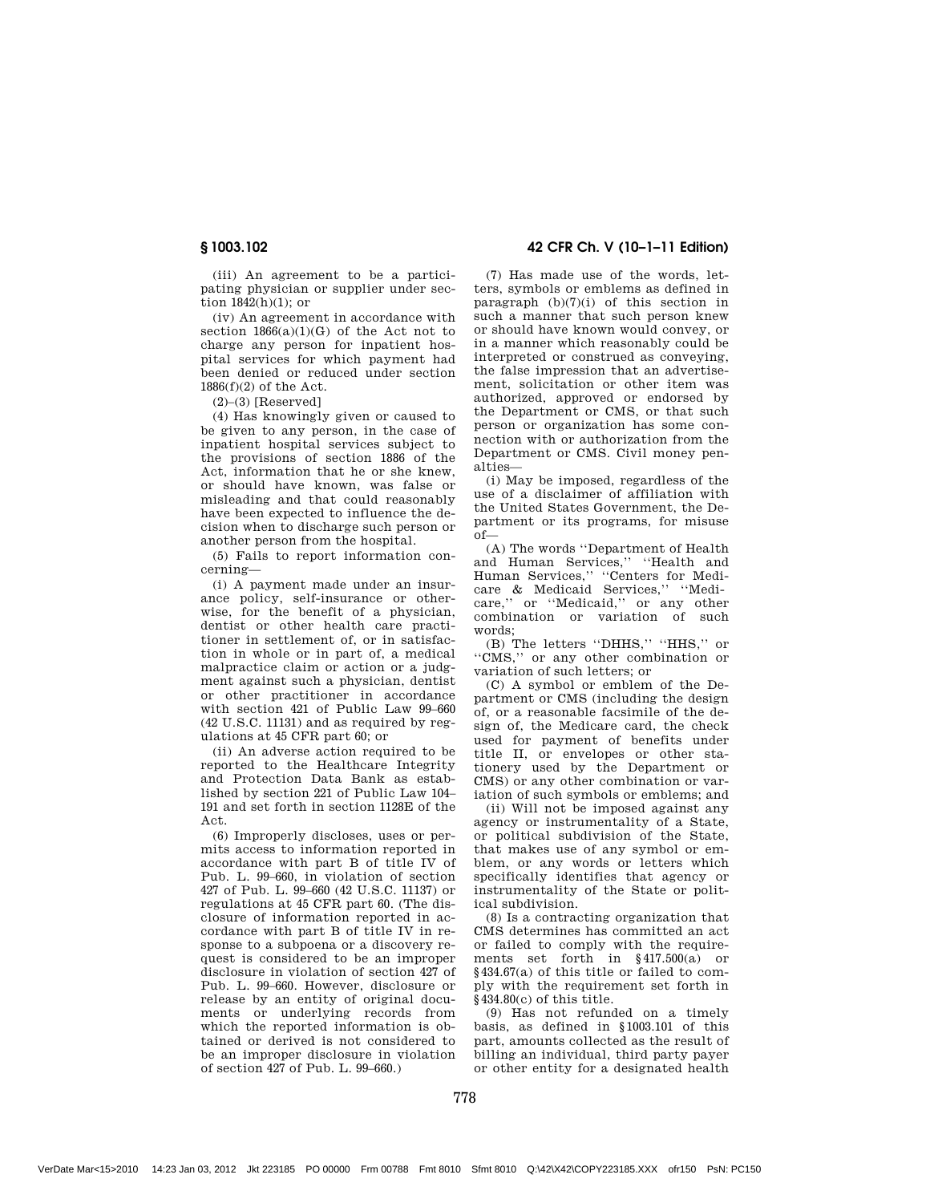(iii) An agreement to be a participating physician or supplier under section 1842(h)(1); or

(iv) An agreement in accordance with section 1866(a)(1)(G) of the Act not to charge any person for inpatient hospital services for which payment had been denied or reduced under section 1886(f)(2) of the Act.

(2)–(3) [Reserved]

(4) Has knowingly given or caused to be given to any person, in the case of inpatient hospital services subject to the provisions of section 1886 of the Act, information that he or she knew, or should have known, was false or misleading and that could reasonably have been expected to influence the decision when to discharge such person or another person from the hospital.

(5) Fails to report information concerning—

(i) A payment made under an insurance policy, self-insurance or otherwise, for the benefit of a physician, dentist or other health care practitioner in settlement of, or in satisfaction in whole or in part of, a medical malpractice claim or action or a judgment against such a physician, dentist or other practitioner in accordance with section 421 of Public Law 99–660 (42 U.S.C. 11131) and as required by regulations at 45 CFR part 60; or

(ii) An adverse action required to be reported to the Healthcare Integrity and Protection Data Bank as established by section 221 of Public Law 104–191 and set forth in section 1128E of the Act.

(6) Improperly discloses, uses or permits access to information reported in accordance with part B of title IV of Pub. L. 99–660, in violation of section 427 of Pub. L. 99–660 (42 U.S.C. 11137) or regulations at 45 CFR part 60. (The disclosure of information reported in accordance with part B of title IV in response to a subpoena or a discovery request is considered to be an improper disclosure in violation of section 427 of Pub. L. 99–660. However, disclosure or release by an entity of original documents or underlying records from which the reported information is obtained or derived is not considered to be an improper disclosure in violation of section 427 of Pub. L. 99–660.)

(7) Has made use of the words, letters, symbols or emblems as defined in paragraph (b)(7)(i) of this section in such a manner that such person knew or should have known would convey, or in a manner which reasonably could be interpreted or construed as conveying, the false impression that an advertisement, solicitation or other item was authorized, approved or endorsed by the Department or CMS, or that such person or organization has some connection with or authorization from the Department or CMS. Civil money penalties—

(i) May be imposed, regardless of the use of a disclaimer of affiliation with the United States Government, the Department or its programs, for misuse of—

(A) The words "Department of Health and Human Services," "Health and Human Services," "Centers for Medicare & Medicaid Services," "Medicare," or "Medicaid," or any other combination or variation of such words;

(B) The letters "DHHS," "HHS," or "CMS," or any other combination or variation of such letters; or

(C) A symbol or emblem of the Department or CMS (including the design of, or a reasonable facsimile of the design of, the Medicare card, the check used for payment of benefits under title II, or envelopes or other stationery used by the Department or CMS) or any other combination or variation of such symbols or emblems; and

(ii) Will not be imposed against any agency or instrumentality of a State, or political subdivision of the State, that makes use of any symbol or emblem, or any words or letters which specifically identifies that agency or instrumentality of the State or political subdivision.

(8) Is a contracting organization that CMS determines has committed an act or failed to comply with the requirements set forth in §417.500(a) or §434.67(a) of this title or failed to comply with the requirement set forth in §434.80(c) of this title.

(9) Has not refunded on a timely basis, as defined in §1003.101 of this part, amounts collected as the result of billing an individual, third party payer or other entity for a designated health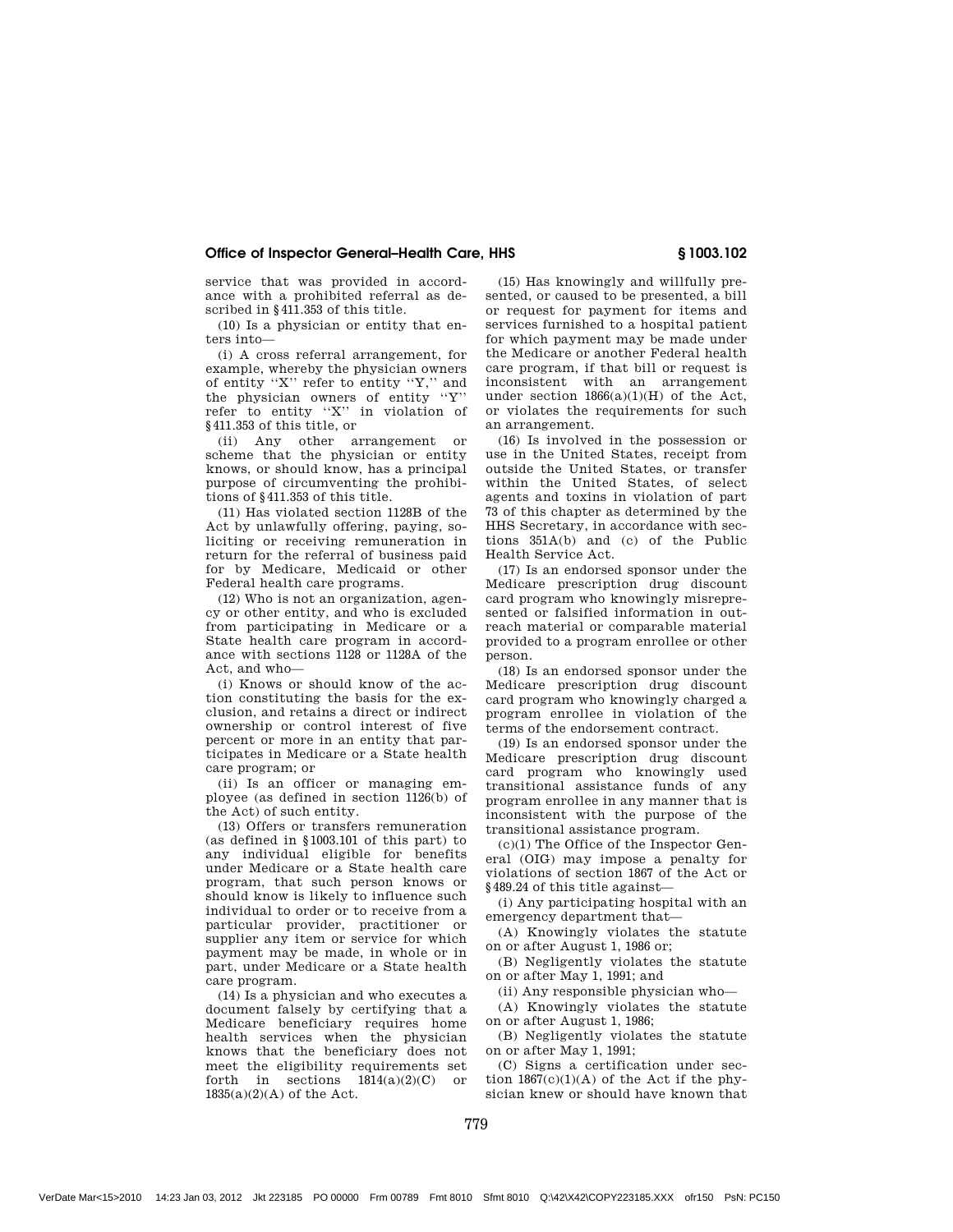service that was provided in accordance with a prohibited referral as described in §411.353 of this title.

(10) Is a physician or entity that enters into—

(i) A cross referral arrangement, for example, whereby the physician owners of entity "X" refer to entity "Y," and the physician owners of entity "Y" refer to entity "X" in violation of §411.353 of this title, or

(ii) Any other arrangement or scheme that the physician or entity knows, or should know, has a principal purpose of circumventing the prohibitions of §411.353 of this title.

(11) Has violated section 1128B of the Act by unlawfully offering, paying, soliciting or receiving remuneration in return for the referral of business paid for by Medicare, Medicaid or other Federal health care programs.

(12) Who is not an organization, agency or other entity, and who is excluded from participating in Medicare or a State health care program in accordance with sections 1128 or 1128A of the Act, and who—

(i) Knows or should know of the action constituting the basis for the exclusion, and retains a direct or indirect ownership or control interest of five percent or more in an entity that participates in Medicare or a State health care program; or

(ii) Is an officer or managing employee (as defined in section 1126(b) of the Act) of such entity.

(13) Offers or transfers remuneration (as defined in §1003.101 of this part) to any individual eligible for benefits under Medicare or a State health care program, that such person knows or should know is likely to influence such individual to order or to receive from a particular provider, practitioner or supplier any item or service for which payment may be made, in whole or in part, under Medicare or a State health care program.

(14) Is a physician and who executes a document falsely by certifying that a Medicare beneficiary requires home health services when the physician knows that the beneficiary does not meet the eligibility requirements set forth in sections 1814(a)(2)(C) or 1835(a)(2)(A) of the Act.

(15) Has knowingly and willfully presented, or caused to be presented, a bill or request for payment for items and services furnished to a hospital patient for which payment may be made under the Medicare or another Federal health care program, if that bill or request is inconsistent with an arrangement under section 1866(a)(1)(H) of the Act, or violates the requirements for such an arrangement.

(16) Is involved in the possession or use in the United States, receipt from outside the United States, or transfer within the United States, of select agents and toxins in violation of part 73 of this chapter as determined by the HHS Secretary, in accordance with sections 351A(b) and (c) of the Public Health Service Act.

(17) Is an endorsed sponsor under the Medicare prescription drug discount card program who knowingly misrepresented or falsified information in outreach material or comparable material provided to a program enrollee or other person.

(18) Is an endorsed sponsor under the Medicare prescription drug discount card program who knowingly charged a program enrollee in violation of the terms of the endorsement contract.

(19) Is an endorsed sponsor under the Medicare prescription drug discount card program who knowingly used transitional assistance funds of any program enrollee in any manner that is inconsistent with the purpose of the transitional assistance program.

(c)(1) The Office of the Inspector General (OIG) may impose a penalty for violations of section 1867 of the Act or §489.24 of this title against—

(i) Any participating hospital with an emergency department that—

(A) Knowingly violates the statute on or after August 1, 1986 or;

(B) Negligently violates the statute on or after May 1, 1991; and

(ii) Any responsible physician who—

(A) Knowingly violates the statute on or after August 1, 1986;

(B) Negligently violates the statute on or after May 1, 1991;

(C) Signs a certification under section 1867(c)(1)(A) of the Act if the physician knew or should have known that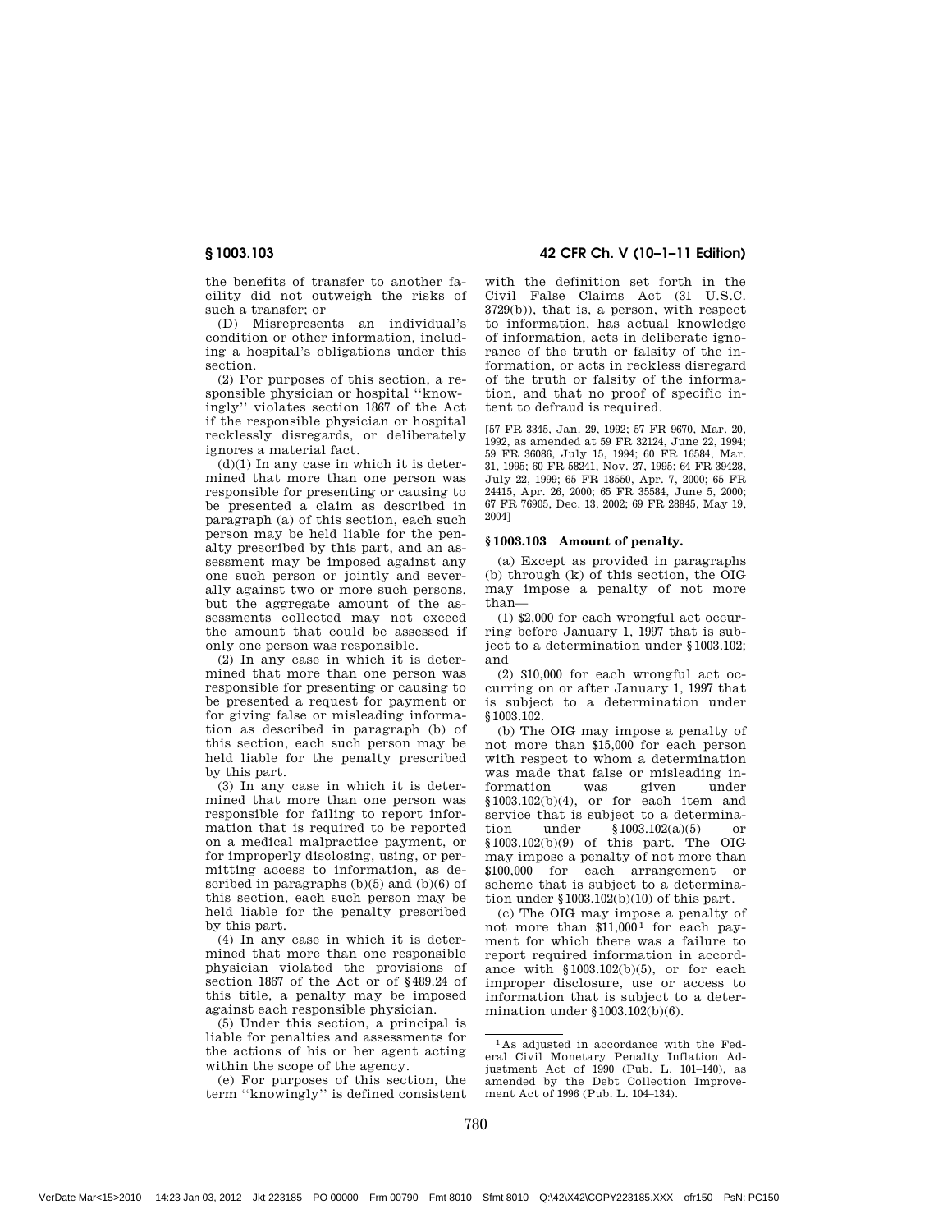the benefits of transfer to another facility did not outweigh the risks of such a transfer; or

(D) Misrepresents an individual's condition or other information, including a hospital's obligations under this section.

(2) For purposes of this section, a responsible physician or hospital ''knowingly'' violates section 1867 of the Act if the responsible physician or hospital recklessly disregards, or deliberately ignores a material fact.

(d)(1) In any case in which it is determined that more than one person was responsible for presenting or causing to be presented a claim as described in paragraph (a) of this section, each such person may be held liable for the penalty prescribed by this part, and an assessment may be imposed against any one such person or jointly and severally against two or more such persons, but the aggregate amount of the assessments collected may not exceed the amount that could be assessed if only one person was responsible.

(2) In any case in which it is determined that more than one person was responsible for presenting or causing to be presented a request for payment or for giving false or misleading information as described in paragraph (b) of this section, each such person may be held liable for the penalty prescribed by this part.

(3) In any case in which it is determined that more than one person was responsible for failing to report information that is required to be reported on a medical malpractice payment, or for improperly disclosing, using, or permitting access to information, as described in paragraphs (b)(5) and (b)(6) of this section, each such person may be held liable for the penalty prescribed by this part.

(4) In any case in which it is determined that more than one responsible physician violated the provisions of section 1867 of the Act or of §489.24 of this title, a penalty may be imposed against each responsible physician.

(5) Under this section, a principal is liable for penalties and assessments for the actions of his or her agent acting within the scope of the agency.

(e) For purposes of this section, the term ''knowingly'' is defined consistent with the definition set forth in the Civil False Claims Act (31 U.S.C. 3729(b)), that is, a person, with respect to information, has actual knowledge of information, acts in deliberate ignorance of the truth or falsity of the information, or acts in reckless disregard of the truth or falsity of the information, and that no proof of specific intent to defraud is required.

[57 FR 3345, Jan. 29, 1992; 57 FR 9670, Mar. 20, 1992, as amended at 59 FR 32124, June 22, 1994; 59 FR 36086, July 15, 1994; 60 FR 16584, Mar. 31, 1995; 60 FR 58241, Nov. 27, 1995; 64 FR 39428, July 22, 1999; 65 FR 18550, Apr. 7, 2000; 65 FR 24415, Apr. 26, 2000; 65 FR 35584, June 5, 2000; 67 FR 76905, Dec. 13, 2002; 69 FR 28845, May 19, 2004]

### § 1003.103 Amount of penalty.

(a) Except as provided in paragraphs (b) through (k) of this section, the OIG may impose a penalty of not more than—

(1) $2,000 for each wrongful act occurring before January 1, 1997 that is subject to a determination under §1003.102; and

(2) $10,000 for each wrongful act occurring on or after January 1, 1997 that is subject to a determination under §1003.102.

(b) The OIG may impose a penalty of not more than $15,000 for each person with respect to whom a determination was made that false or misleading information was given under §1003.102(b)(4), or for each item and service that is subject to a determination under §1003.102(a)(5) or §1003.102(b)(9) of this part. The OIG may impose a penalty of not more than $100,000 for each arrangement or scheme that is subject to a determination under §1003.102(b)(10) of this part.

(c) The OIG may impose a penalty of not more than $11,000[1] for each payment for which there was a failure to report required information in accordance with §1003.102(b)(5), or for each improper disclosure, use or access to information that is subject to a determination under §1003.102(b)(6).

---

[1] As adjusted in accordance with the Federal Civil Monetary Penalty Inflation Adjustment Act of 1990 (Pub. L. 101–140), as amended by the Debt Collection Improvement Act of 1996 (Pub. L. 104–134).